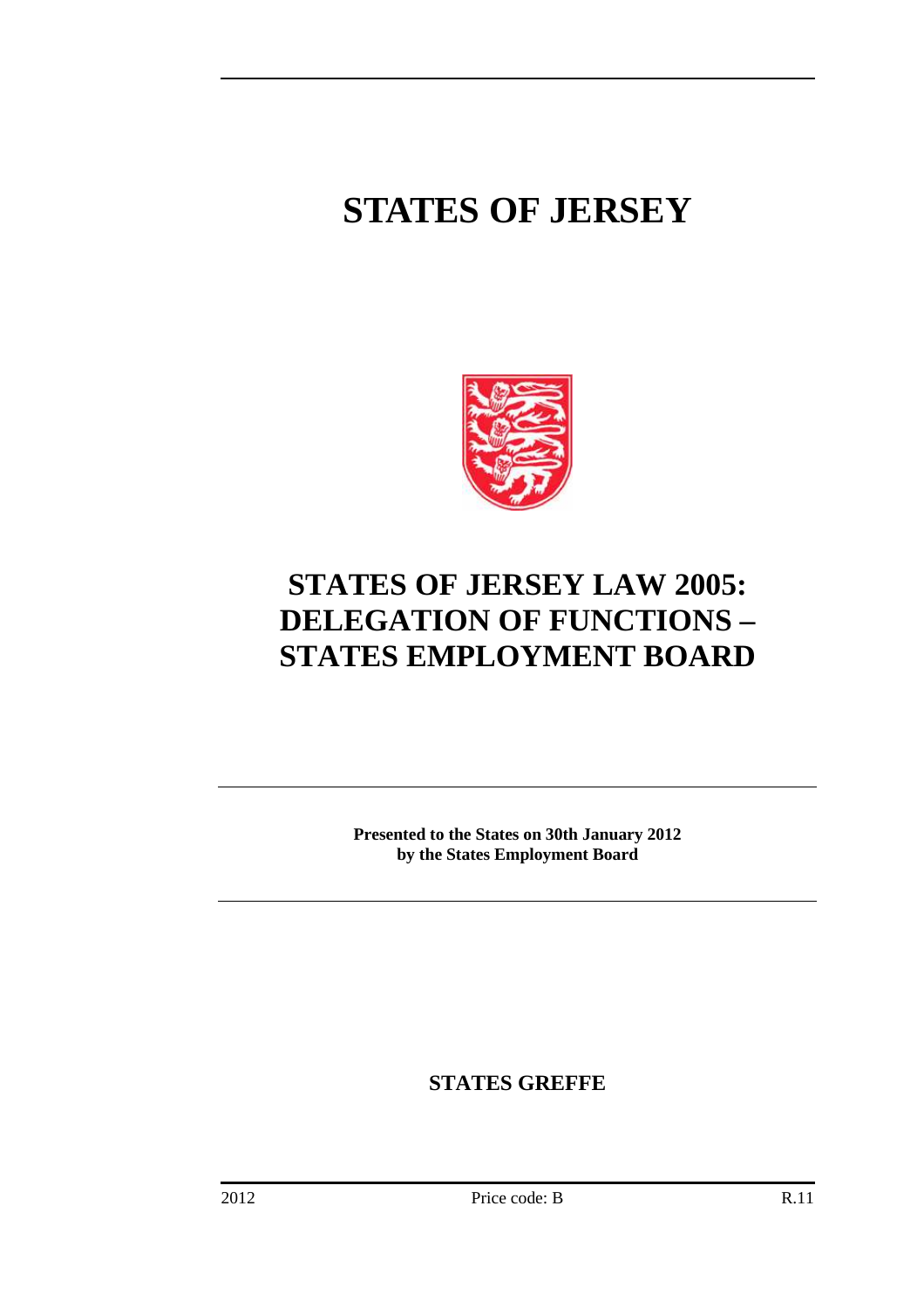# STATES OF JERSEY

## STATES OF JERSEY LAW 2005: DELEGATION OF FUNCTIONS – STATES EMPLOYMENT BOARD

**Presented to the States on 30th January 2012 by the States Employment Board**

**STATES GREFFE**

2012 Price code: B R.11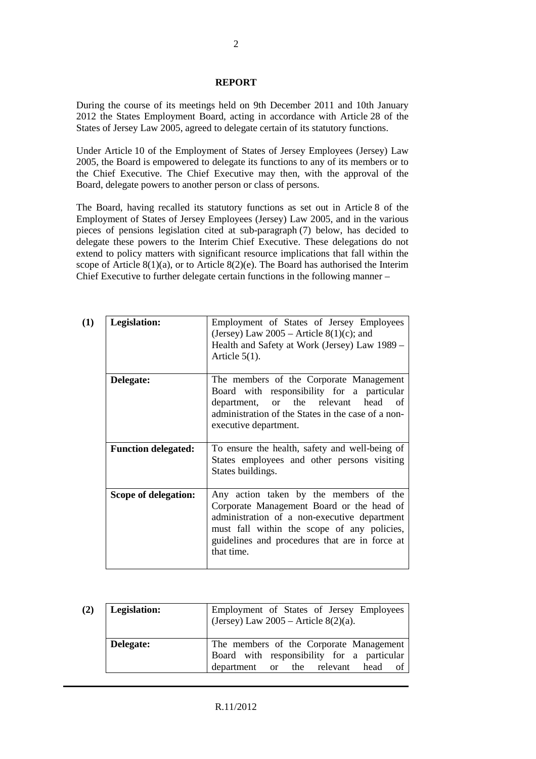## REPORT

During the course of its meetings held on 9th December 2011 and 10th January 2012 the States Employment Board, acting in accordance with Article 28 of the States of Jersey Law 2005, agreed to delegate certain of its statutory functions.

Under Article 10 of the Employment of States of Jersey Employees (Jersey) Law 2005, the Board is empowered to delegate its functions to any of its members or to the Chief Executive. The Chief Executive may then, with the approval of the Board, delegate powers to another person or class of persons.

The Board, having recalled its statutory functions as set out in Article 8 of the Employment of States of Jersey Employees (Jersey) Law 2005, and in the various pieces of pensions legislation cited at sub-paragraph (7) below, has decided to delegate these powers to the Interim Chief Executive. These delegations do not extend to policy matters with significant resource implications that fall within the scope of Article 8(1)(a), or to Article 8(2)(e). The Board has authorised the Interim Chief Executive to further delegate certain functions in the following manner –

**(1)**

| | |
|---|---|
| **Legislation:** | Employment of States of Jersey Employees (Jersey) Law 2005 – Article 8(1)(c); and Health and Safety at Work (Jersey) Law 1989 – Article 5(1). |
| **Delegate:** | The members of the Corporate Management Board with responsibility for a particular department, or the relevant head of administration of the States in the case of a non-executive department. |
| **Function delegated:** | To ensure the health, safety and well-being of States employees and other persons visiting States buildings. |
| **Scope of delegation:** | Any action taken by the members of the Corporate Management Board or the head of administration of a non-executive department must fall within the scope of any policies, guidelines and procedures that are in force at that time. |

**(2)**

| | |
|---|---|
| **Legislation:** | Employment of States of Jersey Employees (Jersey) Law 2005 – Article 8(2)(a). |
| **Delegate:** | The members of the Corporate Management Board with responsibility for a particular department or the relevant head of |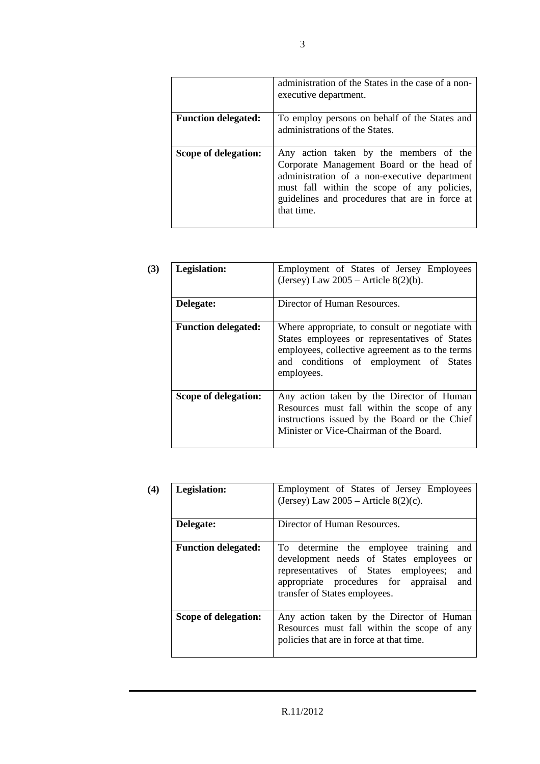| | |
|---|---|
| | administration of the States in the case of a non-executive department. |
| **Function delegated:** | To employ persons on behalf of the States and administrations of the States. |
| **Scope of delegation:** | Any action taken by the members of the Corporate Management Board or the head of administration of a non-executive department must fall within the scope of any policies, guidelines and procedures that are in force at that time. |

**(3)**

| | |
|---|---|
| **Legislation:** | Employment of States of Jersey Employees (Jersey) Law 2005 – Article 8(2)(b). |
| **Delegate:** | Director of Human Resources. |
| **Function delegated:** | Where appropriate, to consult or negotiate with States employees or representatives of States employees, collective agreement as to the terms and conditions of employment of States employees. |
| **Scope of delegation:** | Any action taken by the Director of Human Resources must fall within the scope of any instructions issued by the Board or the Chief Minister or Vice-Chairman of the Board. |

**(4)**

| | |
|---|---|
| **Legislation:** | Employment of States of Jersey Employees (Jersey) Law 2005 – Article 8(2)(c). |
| **Delegate:** | Director of Human Resources. |
| **Function delegated:** | To determine the employee training and development needs of States employees or representatives of States employees; and appropriate procedures for appraisal and transfer of States employees. |
| **Scope of delegation:** | Any action taken by the Director of Human Resources must fall within the scope of any policies that are in force at that time. |

R.11/2012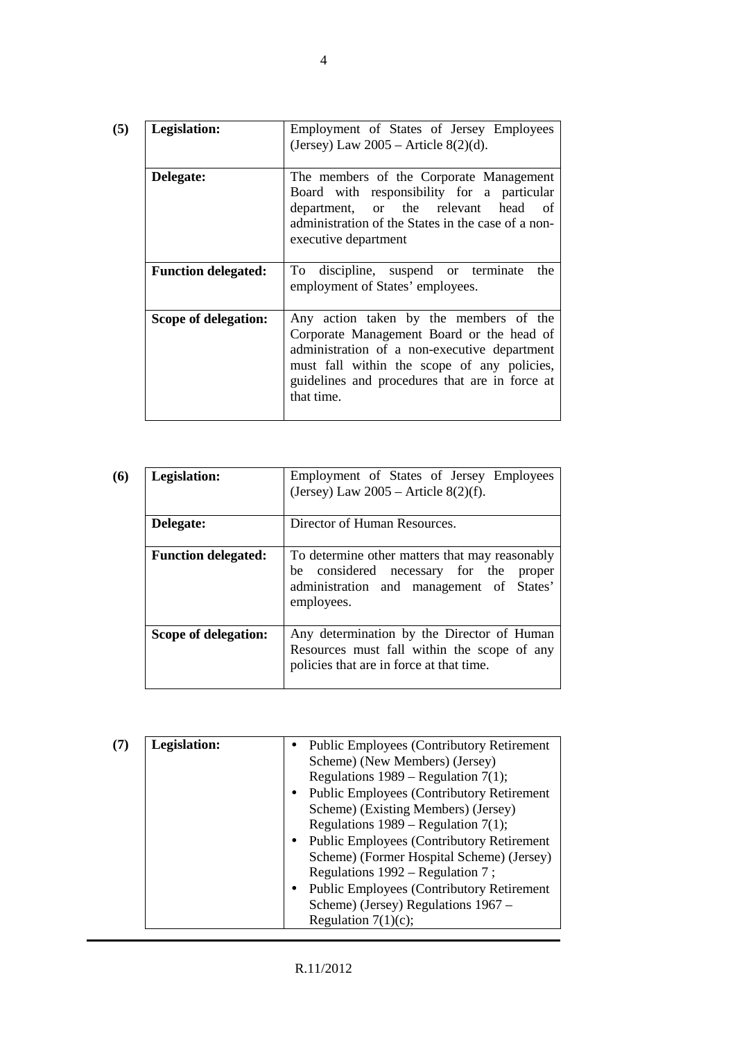**(5)**

| **Legislation:** | Employment of States of Jersey Employees (Jersey) Law 2005 – Article 8(2)(d). |
|---|---|
| **Delegate:** | The members of the Corporate Management Board with responsibility for a particular department, or the relevant head of administration of the States in the case of a non-executive department |
| **Function delegated:** | To discipline, suspend or terminate the employment of States' employees. |
| **Scope of delegation:** | Any action taken by the members of the Corporate Management Board or the head of administration of a non-executive department must fall within the scope of any policies, guidelines and procedures that are in force at that time. |

**(6)**

| **Legislation:** | Employment of States of Jersey Employees (Jersey) Law 2005 – Article 8(2)(f). |
|---|---|
| **Delegate:** | Director of Human Resources. |
| **Function delegated:** | To determine other matters that may reasonably be considered necessary for the proper administration and management of States' employees. |
| **Scope of delegation:** | Any determination by the Director of Human Resources must fall within the scope of any policies that are in force at that time. |

**(7)**

| **Legislation:** | • Public Employees (Contributory Retirement Scheme) (New Members) (Jersey) Regulations 1989 – Regulation 7(1);<br>• Public Employees (Contributory Retirement Scheme) (Existing Members) (Jersey) Regulations 1989 – Regulation 7(1);<br>• Public Employees (Contributory Retirement Scheme) (Former Hospital Scheme) (Jersey) Regulations 1992 – Regulation 7 ;<br>• Public Employees (Contributory Retirement Scheme) (Jersey) Regulations 1967 – Regulation 7(1)(c); |
|---|---|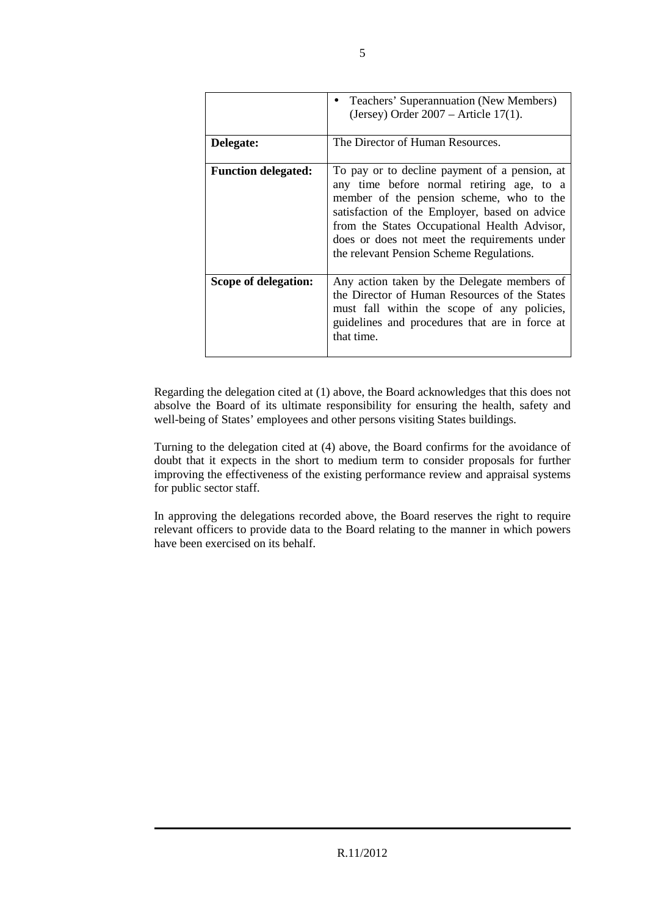| | |
|---|---|
| | • Teachers' Superannuation (New Members) (Jersey) Order 2007 – Article 17(1). |
| **Delegate:** | The Director of Human Resources. |
| **Function delegated:** | To pay or to decline payment of a pension, at any time before normal retiring age, to a member of the pension scheme, who to the satisfaction of the Employer, based on advice from the States Occupational Health Advisor, does or does not meet the requirements under the relevant Pension Scheme Regulations. |
| **Scope of delegation:** | Any action taken by the Delegate members of the Director of Human Resources of the States must fall within the scope of any policies, guidelines and procedures that are in force at that time. |

Regarding the delegation cited at (1) above, the Board acknowledges that this does not absolve the Board of its ultimate responsibility for ensuring the health, safety and well-being of States' employees and other persons visiting States buildings.

Turning to the delegation cited at (4) above, the Board confirms for the avoidance of doubt that it expects in the short to medium term to consider proposals for further improving the effectiveness of the existing performance review and appraisal systems for public sector staff.

In approving the delegations recorded above, the Board reserves the right to require relevant officers to provide data to the Board relating to the manner in which powers have been exercised on its behalf.